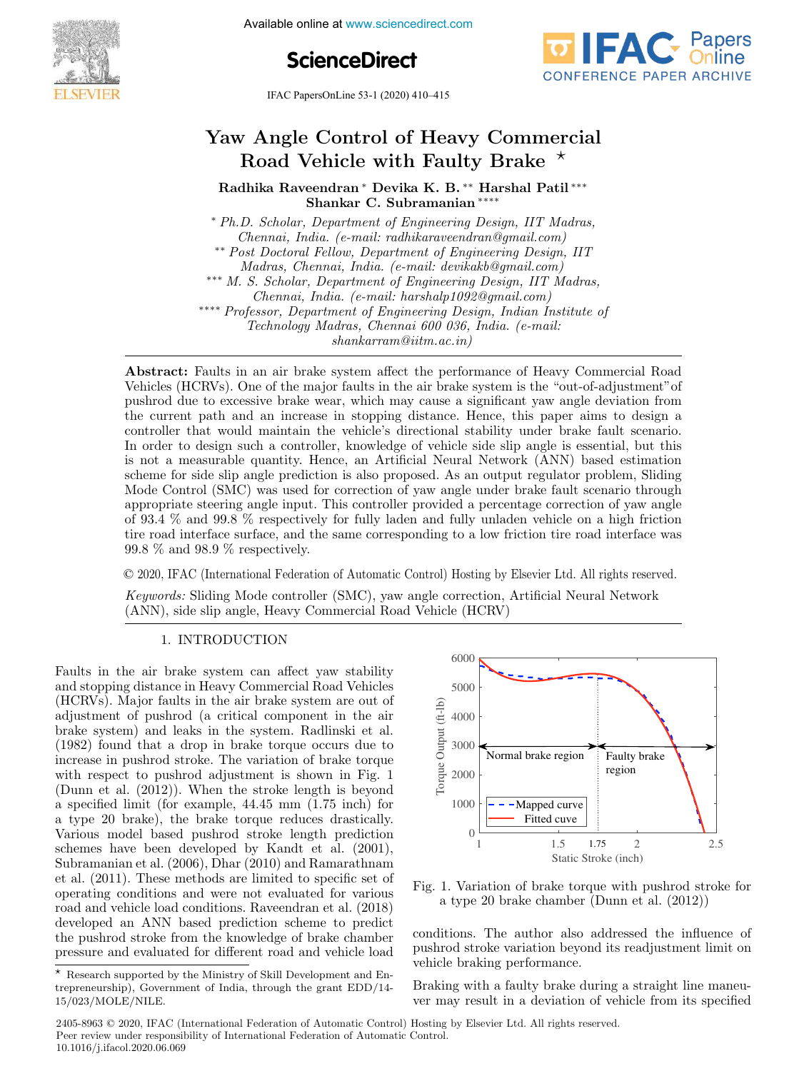# Yaw Angle Control of Heavy Commercial Road Vehicle with Faulty Brake ⋆

**Radhika Raveendran** * **Devika K. B.** ** **Harshal Patil** *** **Shankar C. Subramanian** ****

\* *Ph.D. Scholar, Department of Engineering Design, IIT Madras, Chennai, India. (e-mail: radhikaraveendran@gmail.com)*

\*\* *Post Doctoral Fellow, Department of Engineering Design, IIT Madras, Chennai, India. (e-mail: devikakb@gmail.com)*

\*\*\* *M. S. Scholar, Department of Engineering Design, IIT Madras, Chennai, India. (e-mail: harshalp1092@gmail.com)*

\*\*\*\* *Professor, Department of Engineering Design, Indian Institute of Technology Madras, Chennai 600 036, India. (e-mail: shankarram@iitm.ac.in)*

**Abstract:** Faults in an air brake system affect the performance of Heavy Commercial Road Vehicles (HCRVs). One of the major faults in the air brake system is the "out-of-adjustment" of pushrod due to excessive brake wear, which may cause a significant yaw angle deviation from the current path and an increase in stopping distance. Hence, this paper aims to design a controller that would maintain the vehicle's directional stability under brake fault scenario. In order to design such a controller, knowledge of vehicle side slip angle is essential, but this is not a measurable quantity. Hence, an Artificial Neural Network (ANN) based estimation scheme for side slip angle prediction is also proposed. As an output regulator problem, Sliding Mode Control (SMC) was used for correction of yaw angle under brake fault scenario through appropriate steering angle input. This controller provided a percentage correction of yaw angle of 93.4 % and 99.8 % respectively for fully laden and fully unladen vehicle on a high friction tire road interface surface, and the same corresponding to a low friction tire road interface was 99.8 % and 98.9 % respectively.

© 2020, IFAC (International Federation of Automatic Control) Hosting by Elsevier Ltd. All rights reserved.

*Keywords:* Sliding Mode controller (SMC), yaw angle correction, Artificial Neural Network (ANN), side slip angle, Heavy Commercial Road Vehicle (HCRV)

## 1. INTRODUCTION

Faults in the air brake system can affect yaw stability and stopping distance in Heavy Commercial Road Vehicles (HCRVs). Major faults in the air brake system are out of adjustment of pushrod (a critical component in the air brake system) and leaks in the system. Radlinski et al. (1982) found that a drop in brake torque occurs due to increase in pushrod stroke. The variation of brake torque with respect to pushrod adjustment is shown in Fig. 1 (Dunn et al. (2012)). When the stroke length is beyond a specified limit (for example, 44.45 mm (1.75 inch) for a type 20 brake), the brake torque reduces drastically. Various model based pushrod stroke length prediction schemes have been developed by Kandt et al. (2001), Subramanian et al. (2006), Dhar (2010) and Ramarathnam et al. (2011). These methods are limited to specific set of operating conditions and were not evaluated for various road and vehicle load conditions. Raveendran et al. (2018) developed an ANN based prediction scheme to predict the pushrod stroke from the knowledge of brake chamber pressure and evaluated for different road and vehicle load conditions. The author also addressed the influence of pushrod stroke variation beyond its readjustment limit on vehicle braking performance.

Fig. 1. Variation of brake torque with pushrod stroke for a type 20 brake chamber (Dunn et al. (2012))

Braking with a faulty brake during a straight line maneuver may result in a deviation of vehicle from its specified

⋆ Research supported by the Ministry of Skill Development and Entrepreneurship), Government of India, through the grant EDD/14-15/023/MOLE/NILE.

2405-8963 © 2020, IFAC (International Federation of Automatic Control) Hosting by Elsevier Ltd. All rights reserved.
Peer review under responsibility of International Federation of Automatic Control.
10.1016/j.ifacol.2020.06.069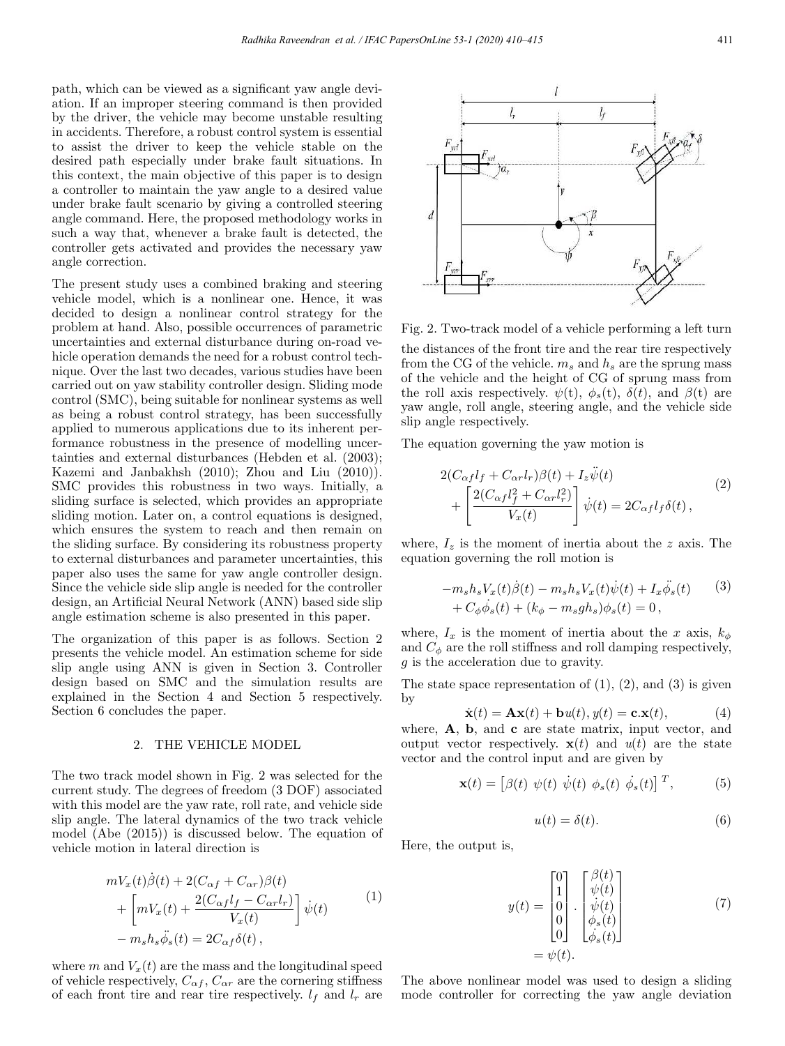path, which can be viewed as a significant yaw angle deviation. If an improper steering command is then provided by the driver, the vehicle may become unstable resulting in accidents. Therefore, a robust control system is essential to assist the driver to keep the vehicle stable on the desired path especially under brake fault situations. In this context, the main objective of this paper is to design a controller to maintain the yaw angle to a desired value under brake fault scenario by giving a controlled steering angle command. Here, the proposed methodology works in such a way that, whenever a brake fault is detected, the controller gets activated and provides the necessary yaw angle correction.

The present study uses a combined braking and steering vehicle model, which is a nonlinear one. Hence, it was decided to design a nonlinear control strategy for the problem at hand. Also, possible occurrences of parametric uncertainties and external disturbance during on-road vehicle operation demands the need for a robust control technique. Over the last two decades, various studies have been carried out on yaw stability controller design. Sliding mode control (SMC), being suitable for nonlinear systems as well as being a robust control strategy, has been successfully applied to numerous applications due to its inherent performance robustness in the presence of modelling uncertainties and external disturbances (Hebden et al. (2003); Kazemi and Janbakhsh (2010); Zhou and Liu (2010)). SMC provides this robustness in two ways. Initially, a sliding surface is selected, which provides an appropriate sliding motion. Later on, a control equations is designed, which ensures the system to reach and then remain on the sliding surface. By considering its robustness property to external disturbances and parameter uncertainties, this paper also uses the same for yaw angle controller design. Since the vehicle side slip angle is needed for the controller design, an Artificial Neural Network (ANN) based side slip angle estimation scheme is also presented in this paper.

The organization of this paper is as follows. Section 2 presents the vehicle model. An estimation scheme for side slip angle using ANN is given in Section 3. Controller design based on SMC and the simulation results are explained in the Section 4 and Section 5 respectively. Section 6 concludes the paper.

## 2. THE VEHICLE MODEL

The two track model shown in Fig. 2 was selected for the current study. The degrees of freedom (3 DOF) associated with this model are the yaw rate, roll rate, and vehicle side slip angle. The lateral dynamics of the two track vehicle model (Abe (2015)) is discussed below. The equation of vehicle motion in lateral direction is

$$
\begin{aligned}
& mV_x(t)\dot{\beta}(t) + 2(C_{\alpha f} + C_{\alpha r})\beta(t) \\
& + \left[ mV_x(t) + \frac{2(C_{\alpha f} l_f - C_{\alpha r} l_r)}{V_x(t)} \right] \dot{\psi}(t) \\
& - m_s h_s \ddot{\phi}_s(t) = 2C_{\alpha f}\delta(t)\,,
\end{aligned}
\tag{1}
$$

where $m$ and $V_x(t)$ are the mass and the longitudinal speed of vehicle respectively, $C_{\alpha f}$, $C_{\alpha r}$ are the cornering stiffness of each front tire and rear tire respectively. $l_f$ and $l_r$ are the distances of the front tire and the rear tire respectively from the CG of the vehicle. $m_s$ and $h_s$ are the sprung mass of the vehicle and the height of CG of sprung mass from the roll axis respectively. $\psi$(t), $\phi_s$(t), $\delta(t)$, and $\beta$(t) are yaw angle, roll angle, steering angle, and the vehicle side slip angle respectively.

Fig. 2. Two-track model of a vehicle performing a left turn

The equation governing the yaw motion is

$$
\begin{aligned}
& 2(C_{\alpha f} l_f + C_{\alpha r} l_r)\beta(t) + I_z \ddot{\psi}(t) \\
& + \left[ \frac{2(C_{\alpha f} l_f^2 + C_{\alpha r} l_r^2)}{V_x(t)} \right] \dot{\psi}(t) = 2C_{\alpha f} l_f \delta(t)\,,
\end{aligned}
\tag{2}
$$

where, $I_z$ is the moment of inertia about the $z$ axis. The equation governing the roll motion is

$$
\begin{aligned}
& -m_s h_s V_x(t)\dot{\beta}(t) - m_s h_s V_x(t)\dot{\psi}(t) + I_x \ddot{\phi}_s(t) \\
& + C_\phi \dot{\phi}_s(t) + (k_\phi - m_s g h_s)\phi_s(t) = 0\,,
\end{aligned}
\tag{3}
$$

where, $I_x$ is the moment of inertia about the $x$ axis, $k_\phi$ and $C_\phi$ are the roll stiffness and roll damping respectively, $g$ is the acceleration due to gravity.

The state space representation of (1), (2), and (3) is given by

$$
\dot{\mathbf{x}}(t) = \mathbf{A}\mathbf{x}(t) + \mathbf{b}u(t), y(t) = \mathbf{c}.\mathbf{x}(t), \tag{4}
$$

where, $\mathbf{A}$, $\mathbf{b}$, and $\mathbf{c}$ are state matrix, input vector, and output vector respectively. $\mathbf{x}(t)$ and $u(t)$ are the state vector and the control input and are given by

$$
\mathbf{x}(t) = \left[\beta(t)\ \psi(t)\ \dot{\psi}(t)\ \phi_s(t)\ \dot{\phi_s}(t)\right]^T, \tag{5}
$$

$$
u(t) = \delta(t). \tag{6}
$$

Here, the output is,

$$
\begin{aligned}
y(t) &= \begin{bmatrix} 0 \\ 1 \\ 0 \\ 0 \\ 0 \end{bmatrix} \cdot \begin{bmatrix} \beta(t) \\ \psi(t) \\ \dot{\psi}(t) \\ \phi_s(t) \\ \dot{\phi_s}(t) \end{bmatrix} \\
&= \psi(t).
\end{aligned}
\tag{7}
$$

The above nonlinear model was used to design a sliding mode controller for correcting the yaw angle deviation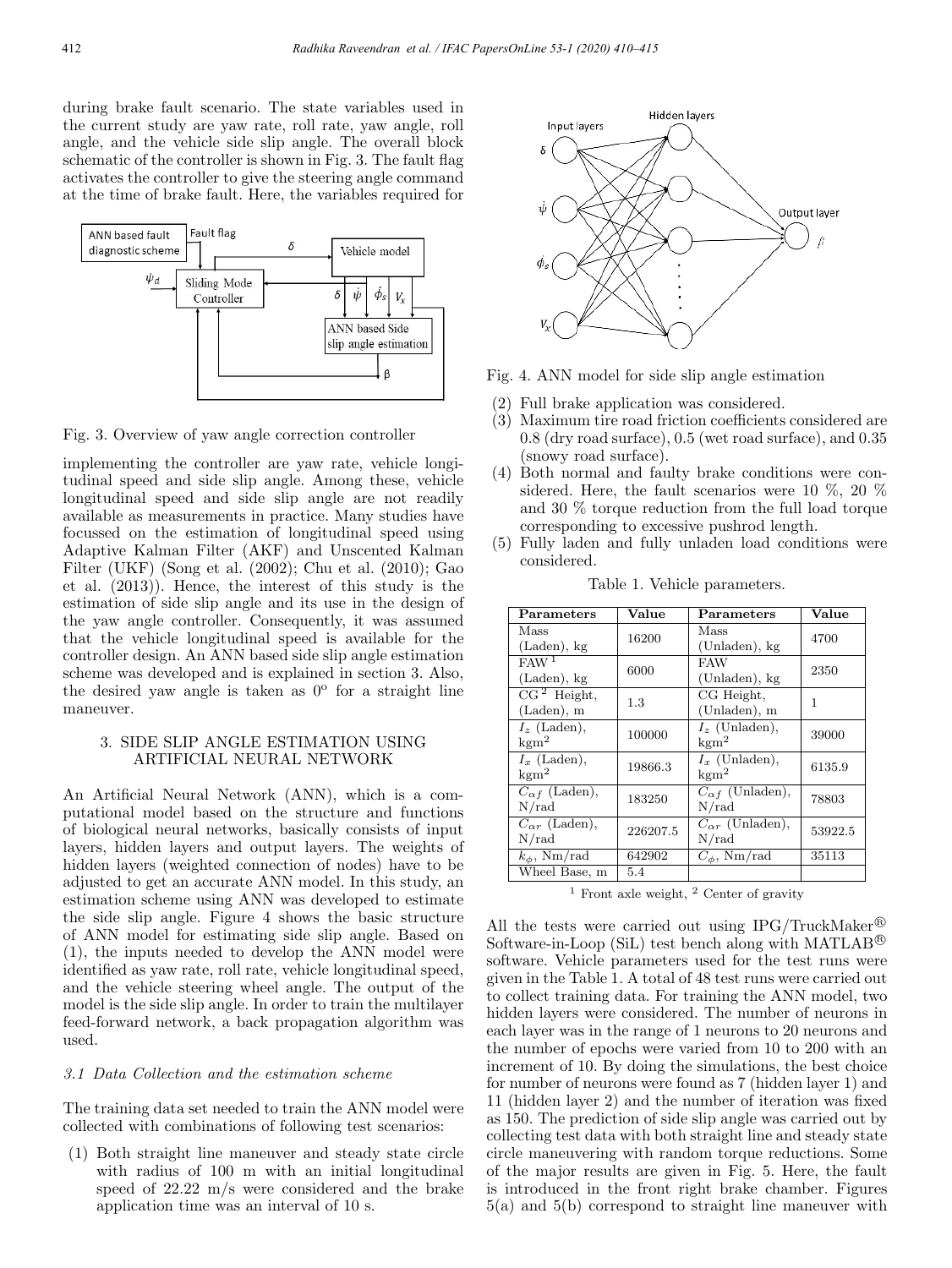during brake fault scenario. The state variables used in the current study are yaw rate, roll rate, yaw angle, roll angle, and the vehicle side slip angle. The overall block schematic of the controller is shown in Fig. 3. The fault flag activates the controller to give the steering angle command at the time of brake fault. Here, the variables required for

Fig. 3. Overview of yaw angle correction controller

implementing the controller are yaw rate, vehicle longitudinal speed and side slip angle. Among these, vehicle longitudinal speed and side slip angle are not readily available as measurements in practice. Many studies have focussed on the estimation of longitudinal speed using Adaptive Kalman Filter (AKF) and Unscented Kalman Filter (UKF) (Song et al. (2002); Chu et al. (2010); Gao et al. (2013)). Hence, the interest of this study is the estimation of side slip angle and its use in the design of the yaw angle controller. Consequently, it was assumed that the vehicle longitudinal speed is available for the controller design. An ANN based side slip angle estimation scheme was developed and is explained in section 3. Also, the desired yaw angle is taken as $0^o$ for a straight line maneuver.

## 3. SIDE SLIP ANGLE ESTIMATION USING ARTIFICIAL NEURAL NETWORK

An Artificial Neural Network (ANN), which is a computational model based on the structure and functions of biological neural networks, basically consists of input layers, hidden layers and output layers. The weights of hidden layers (weighted connection of nodes) have to be adjusted to get an accurate ANN model. In this study, an estimation scheme using ANN was developed to estimate the side slip angle. Figure 4 shows the basic structure of ANN model for estimating side slip angle. Based on (1), the inputs needed to develop the ANN model were identified as yaw rate, roll rate, vehicle longitudinal speed, and the vehicle steering wheel angle. The output of the model is the side slip angle. In order to train the multilayer feed-forward network, a back propagation algorithm was used.

### *3.1 Data Collection and the estimation scheme*

The training data set needed to train the ANN model were collected with combinations of following test scenarios:

1. Both straight line maneuver and steady state circle with radius of 100 m with an initial longitudinal speed of 22.22 m/s were considered and the brake application time was an interval of 10 s.

Fig. 4. ANN model for side slip angle estimation

2. Full brake application was considered.
3. Maximum tire road friction coefficients considered are 0.8 (dry road surface), 0.5 (wet road surface), and 0.35 (snowy road surface).
4. Both normal and faulty brake conditions were considered. Here, the fault scenarios were 10 %, 20 % and 30 % torque reduction from the full load torque corresponding to excessive pushrod length.
5. Fully laden and fully unladen load conditions were considered.

Table 1. Vehicle parameters.

| Parameters | Value | Parameters | Value |
|---|---|---|---|
| Mass (Laden), kg | 16200 | Mass (Unladen), kg | 4700 |
| FAW [1] (Laden), kg | 6000 | FAW (Unladen), kg | 2350 |
| CG [2] Height, (Laden), m | 1.3 | CG Height, (Unladen), m | 1 |
| $I_z$ (Laden), kgm$^2$ | 100000 | $I_z$ (Unladen), kgm$^2$ | 39000 |
| $I_x$ (Laden), kgm$^2$ | 19866.3 | $I_x$ (Unladen), kgm$^2$ | 6135.9 |
| $C_{\alpha f}$ (Laden), N/rad | 183250 | $C_{\alpha f}$ (Unladen), N/rad | 78803 |
| $C_{\alpha r}$ (Laden), N/rad | 226207.5 | $C_{\alpha r}$ (Unladen), N/rad | 53922.5 |
| $k_\phi$, Nm/rad | 642902 | $C_\phi$, Nm/rad | 35113 |
| Wheel Base, m | 5.4 | | |

[1] Front axle weight, [2] Center of gravity

All the tests were carried out using IPG/TruckMaker® Software-in-Loop (SiL) test bench along with MATLAB® software. Vehicle parameters used for the test runs were given in the Table 1. A total of 48 test runs were carried out to collect training data. For training the ANN model, two hidden layers were considered. The number of neurons in each layer was in the range of 1 neurons to 20 neurons and the number of epochs were varied from 10 to 200 with an increment of 10. By doing the simulations, the best choice for number of neurons were found as 7 (hidden layer 1) and 11 (hidden layer 2) and the number of iteration was fixed as 150. The prediction of side slip angle was carried out by collecting test data with both straight line and steady state circle maneuvering with random torque reductions. Some of the major results are given in Fig. 5. Here, the fault is introduced in the front right brake chamber. Figures 5(a) and 5(b) correspond to straight line maneuver with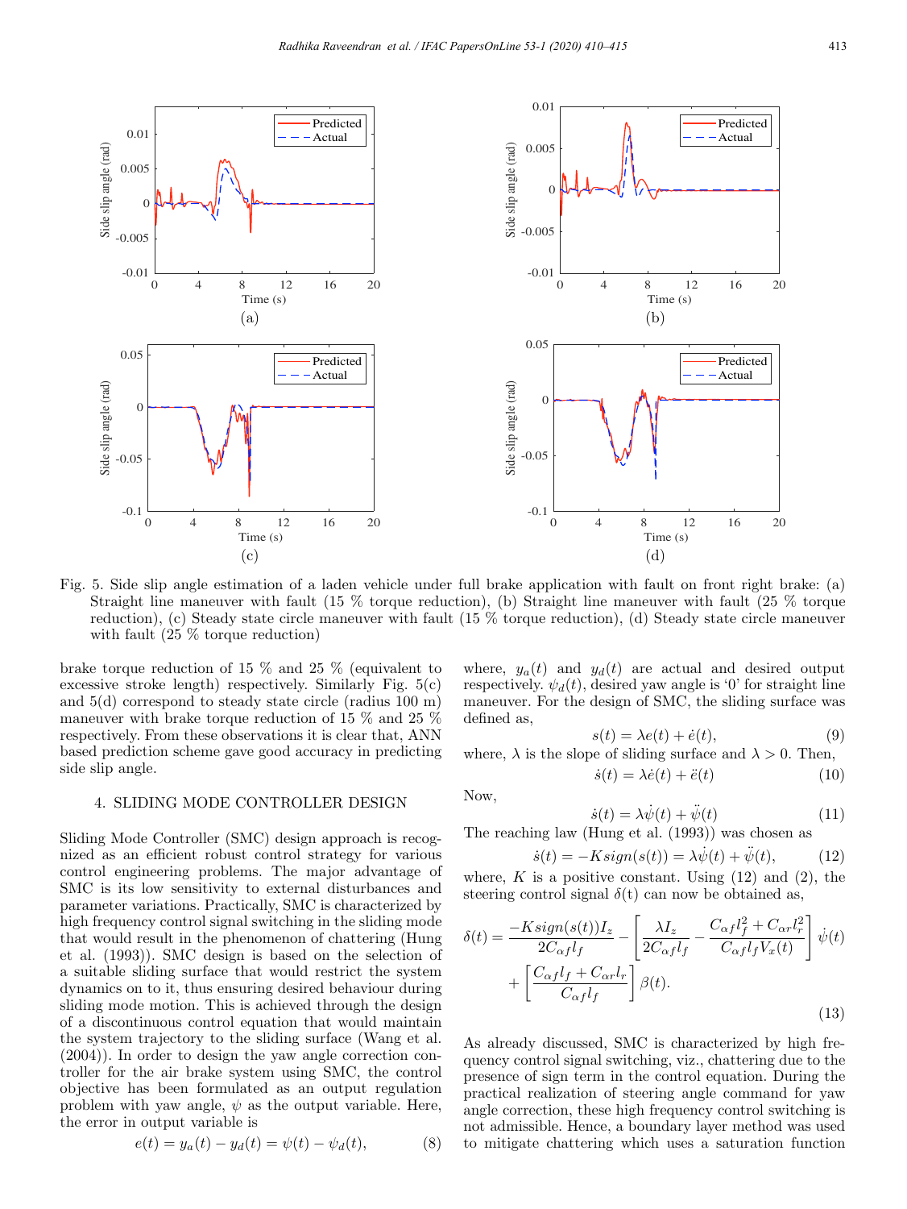Fig. 5. Side slip angle estimation of a laden vehicle under full brake application with fault on front right brake: (a) Straight line maneuver with fault (15 % torque reduction), (b) Straight line maneuver with fault (25 % torque reduction), (c) Steady state circle maneuver with fault (15 % torque reduction), (d) Steady state circle maneuver with fault (25 % torque reduction)

brake torque reduction of 15 % and 25 % (equivalent to excessive stroke length) respectively. Similarly Fig. 5(c) and 5(d) correspond to steady state circle (radius 100 m) maneuver with brake torque reduction of 15 % and 25 % respectively. From these observations it is clear that, ANN based prediction scheme gave good accuracy in predicting side slip angle.

## 4. SLIDING MODE CONTROLLER DESIGN

Sliding Mode Controller (SMC) design approach is recognized as an efficient robust control strategy for various control engineering problems. The major advantage of SMC is its low sensitivity to external disturbances and parameter variations. Practically, SMC is characterized by high frequency control signal switching in the sliding mode that would result in the phenomenon of chattering (Hung et al. (1993)). SMC design is based on the selection of a suitable sliding surface that would restrict the system dynamics on to it, thus ensuring desired behaviour during sliding mode motion. This is achieved through the design of a discontinuous control equation that would maintain the system trajectory to the sliding surface (Wang et al. (2004)). In order to design the yaw angle correction controller for the air brake system using SMC, the control objective has been formulated as an output regulation problem with yaw angle, $\psi$ as the output variable. Here, the error in output variable is

$$e(t) = y_a(t) - y_d(t) = \psi(t) - \psi_d(t), \tag{8}$$

where, $y_a(t)$ and $y_d(t)$ are actual and desired output respectively. $\psi_d(t)$, desired yaw angle is '0' for straight line maneuver. For the design of SMC, the sliding surface was defined as,

$$s(t) = \lambda e(t) + \dot{e}(t), \tag{9}$$

where, $\lambda$ is the slope of sliding surface and $\lambda > 0$. Then,

$$\dot{s}(t) = \lambda \dot{e}(t) + \ddot{e}(t) \tag{10}$$

Now,

$$\dot{s}(t) = \lambda \dot{\psi}(t) + \ddot{\psi}(t) \tag{11}$$

The reaching law (Hung et al. (1993)) was chosen as

$$\dot{s}(t) = -K sign(s(t)) = \lambda \dot{\psi}(t) + \ddot{\psi}(t), \tag{12}$$

where, $K$ is a positive constant. Using (12) and (2), the steering control signal $\delta$(t) can now be obtained as,

$$\delta(t) = \frac{-K sign(s(t)) I_z}{2C_{\alpha f} l_f} - \left[ \frac{\lambda I_z}{2C_{\alpha f} l_f} - \frac{C_{\alpha f} l_f^2 + C_{\alpha r} l_r^2}{C_{\alpha f} l_f V_x(t)} \right] \dot{\psi}(t) + \left[ \frac{C_{\alpha f} l_f + C_{\alpha r} l_r}{C_{\alpha f} l_f} \right] \beta(t). \tag{13}$$

As already discussed, SMC is characterized by high frequency control signal switching, viz., chattering due to the presence of sign term in the control equation. During the practical realization of steering angle command for yaw angle correction, these high frequency control switching is not admissible. Hence, a boundary layer method was used to mitigate chattering which uses a saturation function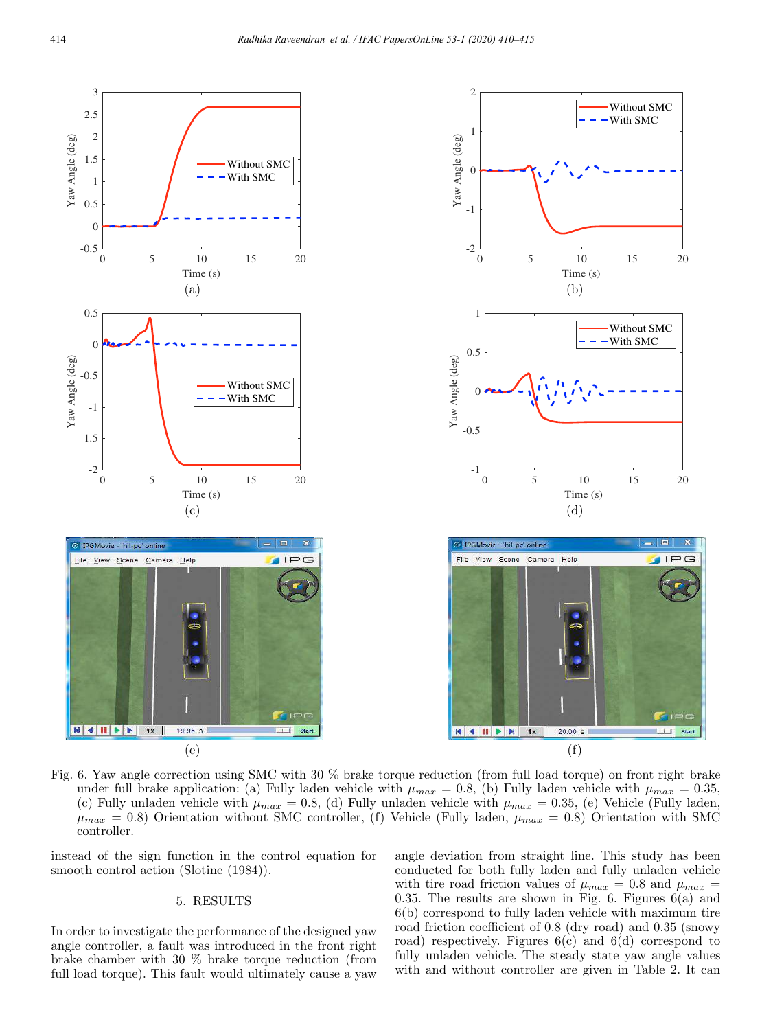Fig. 6. Yaw angle correction using SMC with 30 % brake torque reduction (from full load torque) on front right brake under full brake application: (a) Fully laden vehicle with $\mu_{max} = 0.8$, (b) Fully laden vehicle with $\mu_{max} = 0.35$, (c) Fully unladen vehicle with $\mu_{max} = 0.8$, (d) Fully unladen vehicle with $\mu_{max} = 0.35$, (e) Vehicle (Fully laden, $\mu_{max} = 0.8$) Orientation without SMC controller, (f) Vehicle (Fully laden, $\mu_{max} = 0.8$) Orientation with SMC controller.

instead of the sign function in the control equation for smooth control action (Slotine (1984)).

## 5. RESULTS

In order to investigate the performance of the designed yaw angle controller, a fault was introduced in the front right brake chamber with 30 % brake torque reduction (from full load torque). This fault would ultimately cause a yaw angle deviation from straight line. This study has been conducted for both fully laden and fully unladen vehicle with tire road friction values of $\mu_{max} = 0.8$ and $\mu_{max} = 0.35$. The results are shown in Fig. 6. Figures 6(a) and 6(b) correspond to fully laden vehicle with maximum tire road friction coefficient of 0.8 (dry road) and 0.35 (snowy road) respectively. Figures 6(c) and 6(d) correspond to fully unladen vehicle. The steady state yaw angle values with and without controller are given in Table 2. It can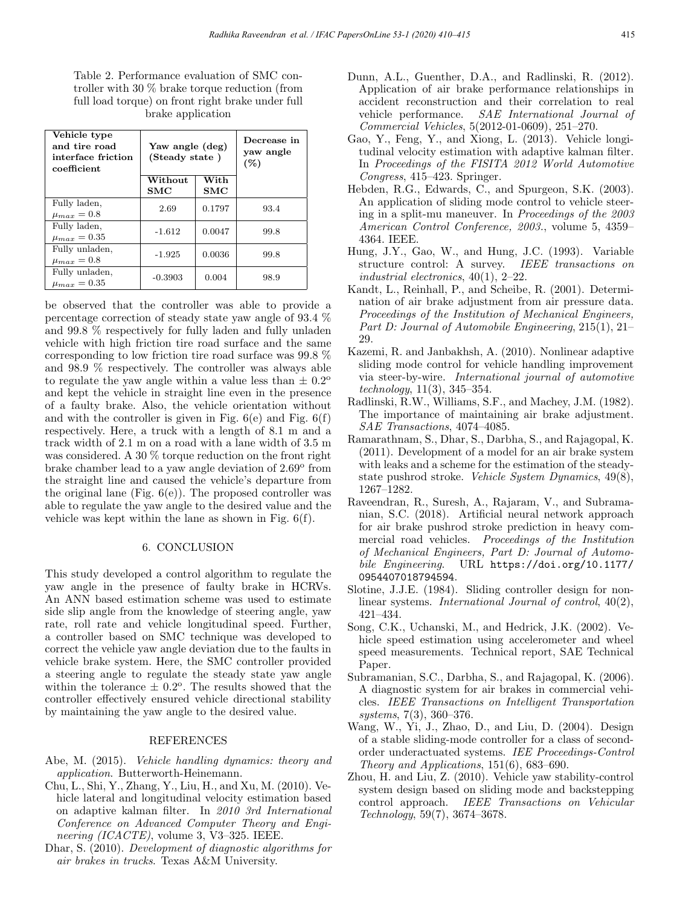Table 2. Performance evaluation of SMC controller with 30 % brake torque reduction (from full load torque) on front right brake under full brake application

| Vehicle type and tire road interface friction coefficient | Yaw angle (deg) (Steady state ) | | Decrease in yaw angle (%) |
|---|---|---|---|
| | Without SMC | With SMC | |
| Fully laden, $\mu_{max} = 0.8$ | 2.69 | 0.1797 | 93.4 |
| Fully laden, $\mu_{max} = 0.35$ | -1.612 | 0.0047 | 99.8 |
| Fully unladen, $\mu_{max} = 0.8$ | -1.925 | 0.0036 | 99.8 |
| Fully unladen, $\mu_{max} = 0.35$ | -0.3903 | 0.004 | 98.9 |

be observed that the controller was able to provide a percentage correction of steady state yaw angle of 93.4 % and 99.8 % respectively for fully laden and fully unladen vehicle with high friction tire road surface and the same corresponding to low friction tire road surface was 99.8 % and 98.9 % respectively. The controller was always able to regulate the yaw angle within a value less than $\pm$ 0.2$^o$ and kept the vehicle in straight line even in the presence of a faulty brake. Also, the vehicle orientation without and with the controller is given in Fig. 6(e) and Fig. 6(f) respectively. Here, a truck with a length of 8.1 m and a track width of 2.1 m on a road with a lane width of 3.5 m was considered. A 30 % torque reduction on the front right brake chamber lead to a yaw angle deviation of 2.69$^o$ from the straight line and caused the vehicle's departure from the original lane (Fig. 6(e)). The proposed controller was able to regulate the yaw angle to the desired value and the vehicle was kept within the lane as shown in Fig. 6(f).

## 6. CONCLUSION

This study developed a control algorithm to regulate the yaw angle in the presence of faulty brake in HCRVs. An ANN based estimation scheme was used to estimate side slip angle from the knowledge of steering angle, yaw rate, roll rate and vehicle longitudinal speed. Further, a controller based on SMC technique was developed to correct the vehicle yaw angle deviation due to the faults in vehicle brake system. Here, the SMC controller provided a steering angle to regulate the steady state yaw angle within the tolerance $\pm$ 0.2$^o$. The results showed that the controller effectively ensured vehicle directional stability by maintaining the yaw angle to the desired value.

## REFERENCES

Abe, M. (2015). *Vehicle handling dynamics: theory and application*. Butterworth-Heinemann.

Chu, L., Shi, Y., Zhang, Y., Liu, H., and Xu, M. (2010). Vehicle lateral and longitudinal velocity estimation based on adaptive kalman filter. In *2010 3rd International Conference on Advanced Computer Theory and Engineering (ICACTE)*, volume 3, V3–325. IEEE.

Dhar, S. (2010). *Development of diagnostic algorithms for air brakes in trucks*. Texas A&M University.

Dunn, A.L., Guenther, D.A., and Radlinski, R. (2012). Application of air brake performance relationships in accident reconstruction and their correlation to real vehicle performance. *SAE International Journal of Commercial Vehicles*, 5(2012-01-0609), 251–270.

Gao, Y., Feng, Y., and Xiong, L. (2013). Vehicle longitudinal velocity estimation with adaptive kalman filter. In *Proceedings of the FISITA 2012 World Automotive Congress*, 415–423. Springer.

Hebden, R.G., Edwards, C., and Spurgeon, S.K. (2003). An application of sliding mode control to vehicle steering in a split-mu maneuver. In *Proceedings of the 2003 American Control Conference, 2003.*, volume 5, 4359–4364. IEEE.

Hung, J.Y., Gao, W., and Hung, J.C. (1993). Variable structure control: A survey. *IEEE transactions on industrial electronics*, 40(1), 2–22.

Kandt, L., Reinhall, P., and Scheibe, R. (2001). Determination of air brake adjustment from air pressure data. *Proceedings of the Institution of Mechanical Engineers, Part D: Journal of Automobile Engineering*, 215(1), 21–29.

Kazemi, R. and Janbakhsh, A. (2010). Nonlinear adaptive sliding mode control for vehicle handling improvement via steer-by-wire. *International journal of automotive technology*, 11(3), 345–354.

Radlinski, R.W., Williams, S.F., and Machey, J.M. (1982). The importance of maintaining air brake adjustment. *SAE Transactions*, 4074–4085.

Ramarathnam, S., Dhar, S., Darbha, S., and Rajagopal, K. (2011). Development of a model for an air brake system with leaks and a scheme for the estimation of the steady-state pushrod stroke. *Vehicle System Dynamics*, 49(8), 1267–1282.

Raveendran, R., Suresh, A., Rajaram, V., and Subramanian, S.C. (2018). Artificial neural network approach for air brake pushrod stroke prediction in heavy commercial road vehicles. *Proceedings of the Institution of Mechanical Engineers, Part D: Journal of Automobile Engineering*. URL https://doi.org/10.1177/0954407018794594.

Slotine, J.J.E. (1984). Sliding controller design for nonlinear systems. *International Journal of control*, 40(2), 421–434.

Song, C.K., Uchanski, M., and Hedrick, J.K. (2002). Vehicle speed estimation using accelerometer and wheel speed measurements. Technical report, SAE Technical Paper.

Subramanian, S.C., Darbha, S., and Rajagopal, K. (2006). A diagnostic system for air brakes in commercial vehicles. *IEEE Transactions on Intelligent Transportation systems*, 7(3), 360–376.

Wang, W., Yi, J., Zhao, D., and Liu, D. (2004). Design of a stable sliding-mode controller for a class of second-order underactuated systems. *IEE Proceedings-Control Theory and Applications*, 151(6), 683–690.

Zhou, H. and Liu, Z. (2010). Vehicle yaw stability-control system design based on sliding mode and backstepping control approach. *IEEE Transactions on Vehicular Technology*, 59(7), 3674–3678.